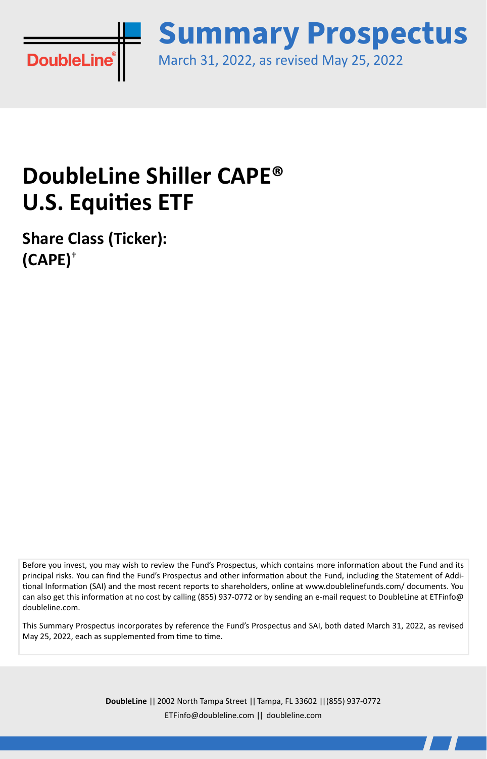DoubleLine®

# Summary Prospectus

March 31, 2022, as revised May 25, 2022

# DoubleLine Shiller CAPE® U.S. Equities ETF

## Share Class (Ticker): (CAPE)†

Before you invest, you may wish to review the Fund's Prospectus, which contains more information about the Fund and its principal risks. You can find the Fund's Prospectus and other information about the Fund, including the Statement of Additional Information (SAI) and the most recent reports to shareholders, online at www.doublelinefunds.com/ documents. You can also get this information at no cost by calling (855) 937-0772 or by sending an e-mail request to DoubleLine at ETFinfo@ doubleline.com.

This Summary Prospectus incorporates by reference the Fund's Prospectus and SAI, both dated March 31, 2022, as revised May 25, 2022, each as supplemented from time to time.

**DoubleLine** || 2002 North Tampa Street || Tampa, FL 33602 ||(855) 937-0772

ETFinfo@doubleline.com || doubleline.com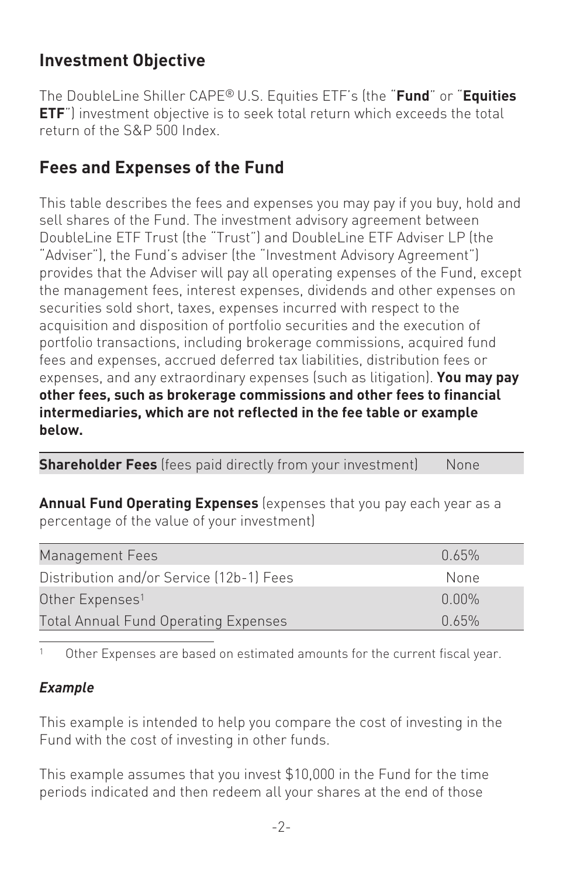## Investment Objective

The DoubleLine Shiller CAPE® U.S. Equities ETF's (the "**Fund**" or "**Equities ETF**") investment objective is to seek total return which exceeds the total return of the S&P 500 Index.

## Fees and Expenses of the Fund

This table describes the fees and expenses you may pay if you buy, hold and sell shares of the Fund. The investment advisory agreement between DoubleLine ETF Trust (the "Trust") and DoubleLine ETF Adviser LP (the "Adviser"), the Fund's adviser (the "Investment Advisory Agreement") provides that the Adviser will pay all operating expenses of the Fund, except the management fees, interest expenses, dividends and other expenses on securities sold short, taxes, expenses incurred with respect to the acquisition and disposition of portfolio securities and the execution of portfolio transactions, including brokerage commissions, acquired fund fees and expenses, accrued deferred tax liabilities, distribution fees or expenses, and any extraordinary expenses (such as litigation). **You may pay other fees, such as brokerage commissions and other fees to financial intermediaries, which are not reflected in the fee table or example below.**

| **Shareholder Fees** (fees paid directly from your investment) | None |
|---|---|

**Annual Fund Operating Expenses** (expenses that you pay each year as a percentage of the value of your investment)

| | |
|---|---|
| Management Fees | 0.65% |
| Distribution and/or Service (12b-1) Fees | None |
| Other Expenses[1] | 0.00% |
| Total Annual Fund Operating Expenses | 0.65% |

[1] Other Expenses are based on estimated amounts for the current fiscal year.

### *Example*

This example is intended to help you compare the cost of investing in the Fund with the cost of investing in other funds.

This example assumes that you invest $10,000 in the Fund for the time periods indicated and then redeem all your shares at the end of those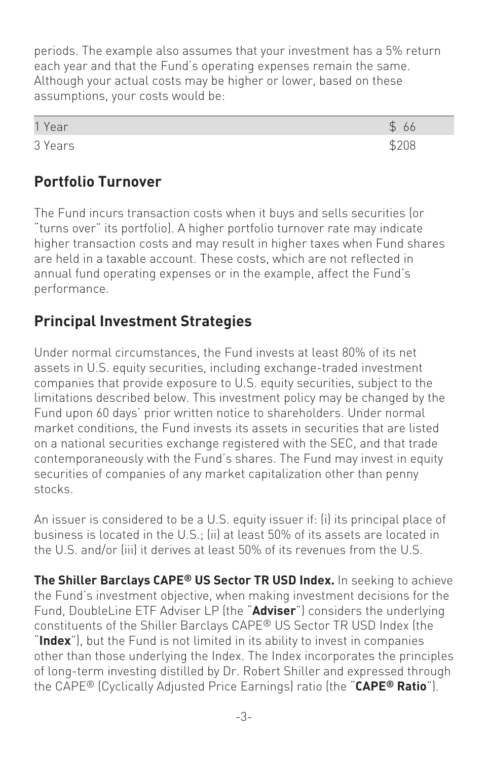periods. The example also assumes that your investment has a 5% return each year and that the Fund's operating expenses remain the same. Although your actual costs may be higher or lower, based on these assumptions, your costs would be:

| | |
|---|---|
| 1 Year | $ 66 |
| 3 Years | $208 |

## Portfolio Turnover

The Fund incurs transaction costs when it buys and sells securities (or "turns over" its portfolio). A higher portfolio turnover rate may indicate higher transaction costs and may result in higher taxes when Fund shares are held in a taxable account. These costs, which are not reflected in annual fund operating expenses or in the example, affect the Fund's performance.

## Principal Investment Strategies

Under normal circumstances, the Fund invests at least 80% of its net assets in U.S. equity securities, including exchange-traded investment companies that provide exposure to U.S. equity securities, subject to the limitations described below. This investment policy may be changed by the Fund upon 60 days' prior written notice to shareholders. Under normal market conditions, the Fund invests its assets in securities that are listed on a national securities exchange registered with the SEC, and that trade contemporaneously with the Fund's shares. The Fund may invest in equity securities of companies of any market capitalization other than penny stocks.

An issuer is considered to be a U.S. equity issuer if: (i) its principal place of business is located in the U.S.; (ii) at least 50% of its assets are located in the U.S. and/or (iii) it derives at least 50% of its revenues from the U.S.

**The Shiller Barclays CAPE® US Sector TR USD Index.** In seeking to achieve the Fund's investment objective, when making investment decisions for the Fund, DoubleLine ETF Adviser LP (the "**Adviser**") considers the underlying constituents of the Shiller Barclays CAPE® US Sector TR USD Index (the "**Index**"), but the Fund is not limited in its ability to invest in companies other than those underlying the Index. The Index incorporates the principles of long-term investing distilled by Dr. Robert Shiller and expressed through the CAPE® (Cyclically Adjusted Price Earnings) ratio (the "**CAPE® Ratio**").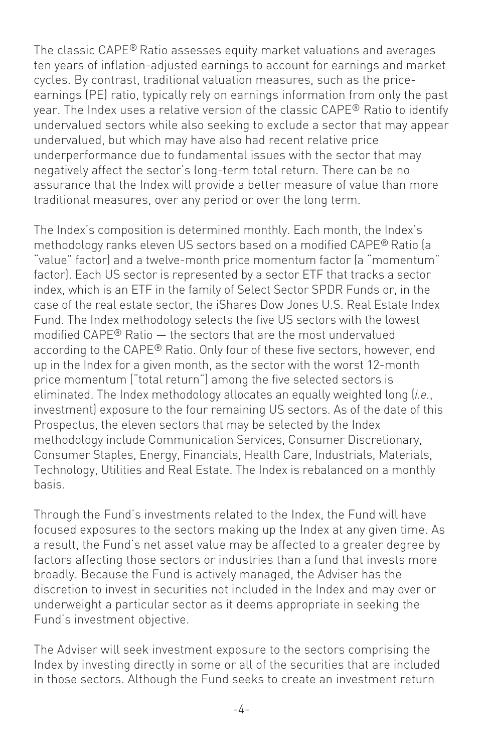The classic CAPE® Ratio assesses equity market valuations and averages ten years of inflation-adjusted earnings to account for earnings and market cycles. By contrast, traditional valuation measures, such as the price-earnings (PE) ratio, typically rely on earnings information from only the past year. The Index uses a relative version of the classic CAPE® Ratio to identify undervalued sectors while also seeking to exclude a sector that may appear undervalued, but which may have also had recent relative price underperformance due to fundamental issues with the sector that may negatively affect the sector's long-term total return. There can be no assurance that the Index will provide a better measure of value than more traditional measures, over any period or over the long term.

The Index's composition is determined monthly. Each month, the Index's methodology ranks eleven US sectors based on a modified CAPE® Ratio (a "value" factor) and a twelve-month price momentum factor (a "momentum" factor). Each US sector is represented by a sector ETF that tracks a sector index, which is an ETF in the family of Select Sector SPDR Funds or, in the case of the real estate sector, the iShares Dow Jones U.S. Real Estate Index Fund. The Index methodology selects the five US sectors with the lowest modified CAPE® Ratio — the sectors that are the most undervalued according to the CAPE® Ratio. Only four of these five sectors, however, end up in the Index for a given month, as the sector with the worst 12-month price momentum ("total return") among the five selected sectors is eliminated. The Index methodology allocates an equally weighted long (*i.e.*, investment) exposure to the four remaining US sectors. As of the date of this Prospectus, the eleven sectors that may be selected by the Index methodology include Communication Services, Consumer Discretionary, Consumer Staples, Energy, Financials, Health Care, Industrials, Materials, Technology, Utilities and Real Estate. The Index is rebalanced on a monthly basis.

Through the Fund's investments related to the Index, the Fund will have focused exposures to the sectors making up the Index at any given time. As a result, the Fund's net asset value may be affected to a greater degree by factors affecting those sectors or industries than a fund that invests more broadly. Because the Fund is actively managed, the Adviser has the discretion to invest in securities not included in the Index and may over or underweight a particular sector as it deems appropriate in seeking the Fund's investment objective.

The Adviser will seek investment exposure to the sectors comprising the Index by investing directly in some or all of the securities that are included in those sectors. Although the Fund seeks to create an investment return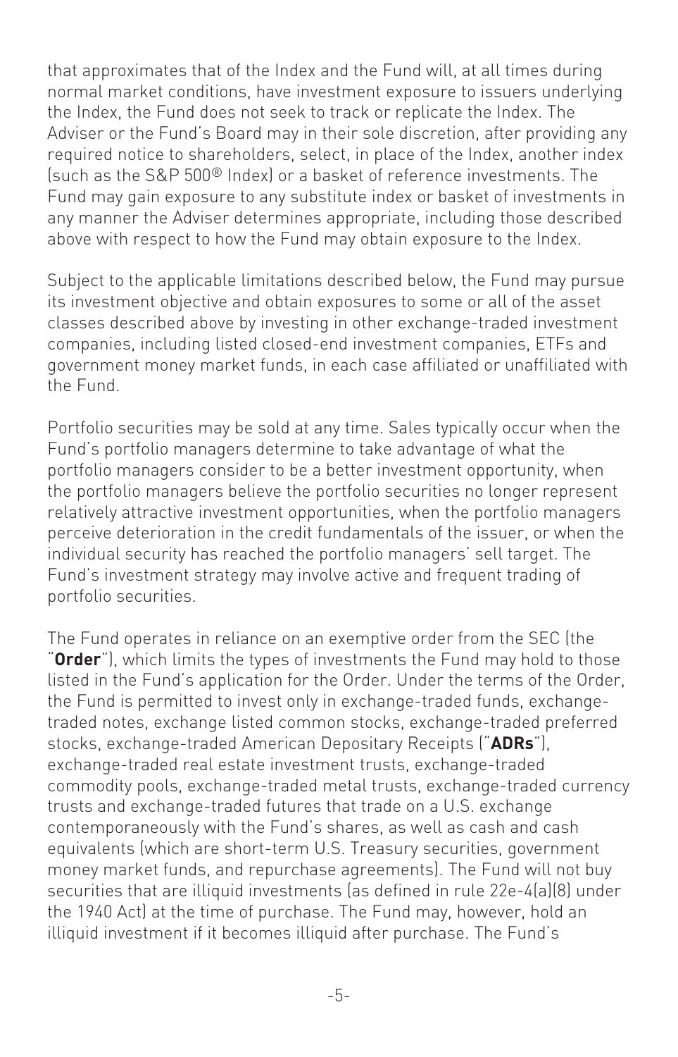that approximates that of the Index and the Fund will, at all times during normal market conditions, have investment exposure to issuers underlying the Index, the Fund does not seek to track or replicate the Index. The Adviser or the Fund's Board may in their sole discretion, after providing any required notice to shareholders, select, in place of the Index, another index (such as the S&P 500® Index) or a basket of reference investments. The Fund may gain exposure to any substitute index or basket of investments in any manner the Adviser determines appropriate, including those described above with respect to how the Fund may obtain exposure to the Index.

Subject to the applicable limitations described below, the Fund may pursue its investment objective and obtain exposures to some or all of the asset classes described above by investing in other exchange-traded investment companies, including listed closed-end investment companies, ETFs and government money market funds, in each case affiliated or unaffiliated with the Fund.

Portfolio securities may be sold at any time. Sales typically occur when the Fund's portfolio managers determine to take advantage of what the portfolio managers consider to be a better investment opportunity, when the portfolio managers believe the portfolio securities no longer represent relatively attractive investment opportunities, when the portfolio managers perceive deterioration in the credit fundamentals of the issuer, or when the individual security has reached the portfolio managers' sell target. The Fund's investment strategy may involve active and frequent trading of portfolio securities.

The Fund operates in reliance on an exemptive order from the SEC (the "**Order**"), which limits the types of investments the Fund may hold to those listed in the Fund's application for the Order. Under the terms of the Order, the Fund is permitted to invest only in exchange-traded funds, exchange-traded notes, exchange listed common stocks, exchange-traded preferred stocks, exchange-traded American Depositary Receipts ("**ADRs**"), exchange-traded real estate investment trusts, exchange-traded commodity pools, exchange-traded metal trusts, exchange-traded currency trusts and exchange-traded futures that trade on a U.S. exchange contemporaneously with the Fund's shares, as well as cash and cash equivalents (which are short-term U.S. Treasury securities, government money market funds, and repurchase agreements). The Fund will not buy securities that are illiquid investments (as defined in rule 22e-4(a)(8) under the 1940 Act) at the time of purchase. The Fund may, however, hold an illiquid investment if it becomes illiquid after purchase. The Fund's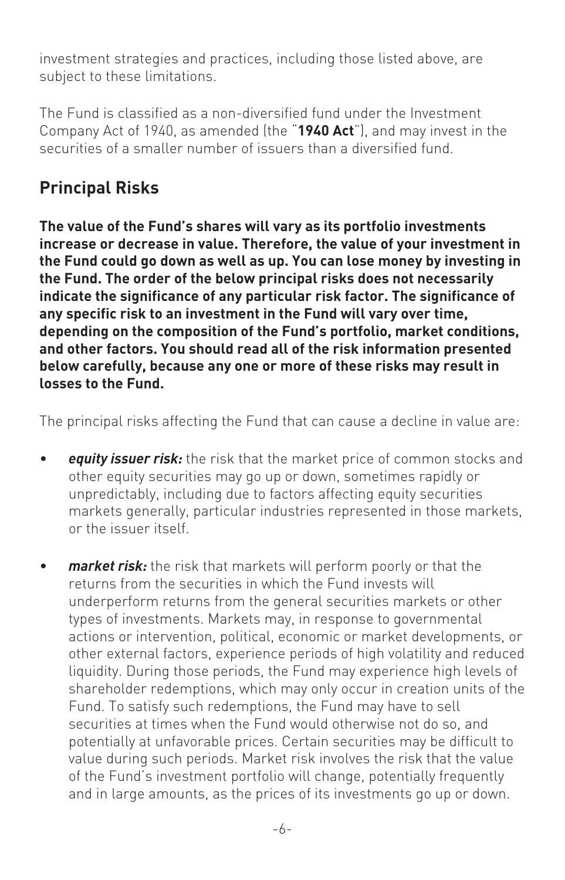investment strategies and practices, including those listed above, are subject to these limitations.

The Fund is classified as a non-diversified fund under the Investment Company Act of 1940, as amended (the "**1940 Act**"), and may invest in the securities of a smaller number of issuers than a diversified fund.

## Principal Risks

**The value of the Fund's shares will vary as its portfolio investments increase or decrease in value. Therefore, the value of your investment in the Fund could go down as well as up. You can lose money by investing in the Fund. The order of the below principal risks does not necessarily indicate the significance of any particular risk factor. The significance of any specific risk to an investment in the Fund will vary over time, depending on the composition of the Fund's portfolio, market conditions, and other factors. You should read all of the risk information presented below carefully, because any one or more of these risks may result in losses to the Fund.**

The principal risks affecting the Fund that can cause a decline in value are:

- ***equity issuer risk:*** the risk that the market price of common stocks and other equity securities may go up or down, sometimes rapidly or unpredictably, including due to factors affecting equity securities markets generally, particular industries represented in those markets, or the issuer itself.

- ***market risk:*** the risk that markets will perform poorly or that the returns from the securities in which the Fund invests will underperform returns from the general securities markets or other types of investments. Markets may, in response to governmental actions or intervention, political, economic or market developments, or other external factors, experience periods of high volatility and reduced liquidity. During those periods, the Fund may experience high levels of shareholder redemptions, which may only occur in creation units of the Fund. To satisfy such redemptions, the Fund may have to sell securities at times when the Fund would otherwise not do so, and potentially at unfavorable prices. Certain securities may be difficult to value during such periods. Market risk involves the risk that the value of the Fund's investment portfolio will change, potentially frequently and in large amounts, as the prices of its investments go up or down.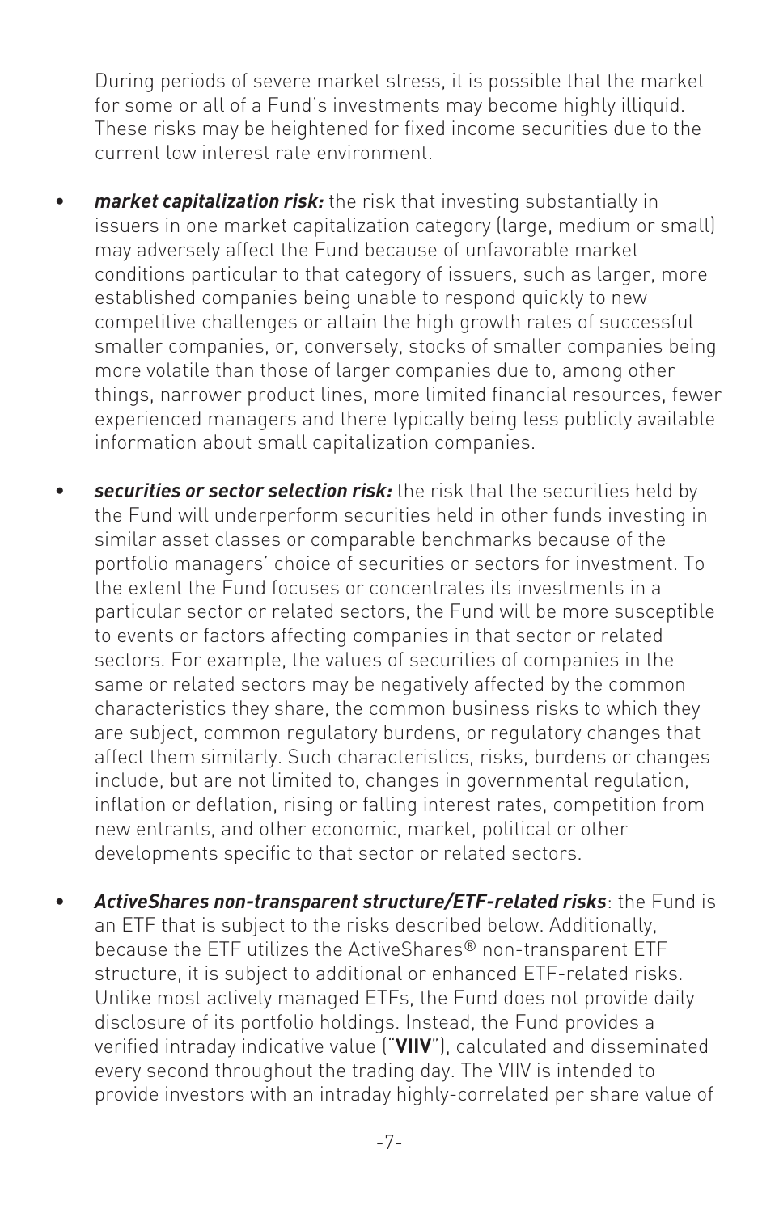During periods of severe market stress, it is possible that the market for some or all of a Fund's investments may become highly illiquid. These risks may be heightened for fixed income securities due to the current low interest rate environment.

- ***market capitalization risk:*** the risk that investing substantially in issuers in one market capitalization category (large, medium or small) may adversely affect the Fund because of unfavorable market conditions particular to that category of issuers, such as larger, more established companies being unable to respond quickly to new competitive challenges or attain the high growth rates of successful smaller companies, or, conversely, stocks of smaller companies being more volatile than those of larger companies due to, among other things, narrower product lines, more limited financial resources, fewer experienced managers and there typically being less publicly available information about small capitalization companies.

- ***securities or sector selection risk:*** the risk that the securities held by the Fund will underperform securities held in other funds investing in similar asset classes or comparable benchmarks because of the portfolio managers' choice of securities or sectors for investment. To the extent the Fund focuses or concentrates its investments in a particular sector or related sectors, the Fund will be more susceptible to events or factors affecting companies in that sector or related sectors. For example, the values of securities of companies in the same or related sectors may be negatively affected by the common characteristics they share, the common business risks to which they are subject, common regulatory burdens, or regulatory changes that affect them similarly. Such characteristics, risks, burdens or changes include, but are not limited to, changes in governmental regulation, inflation or deflation, rising or falling interest rates, competition from new entrants, and other economic, market, political or other developments specific to that sector or related sectors.

- ***ActiveShares non-transparent structure/ETF-related risks***: the Fund is an ETF that is subject to the risks described below. Additionally, because the ETF utilizes the ActiveShares® non-transparent ETF structure, it is subject to additional or enhanced ETF-related risks. Unlike most actively managed ETFs, the Fund does not provide daily disclosure of its portfolio holdings. Instead, the Fund provides a verified intraday indicative value ("**VIIV**"), calculated and disseminated every second throughout the trading day. The VIIV is intended to provide investors with an intraday highly-correlated per share value of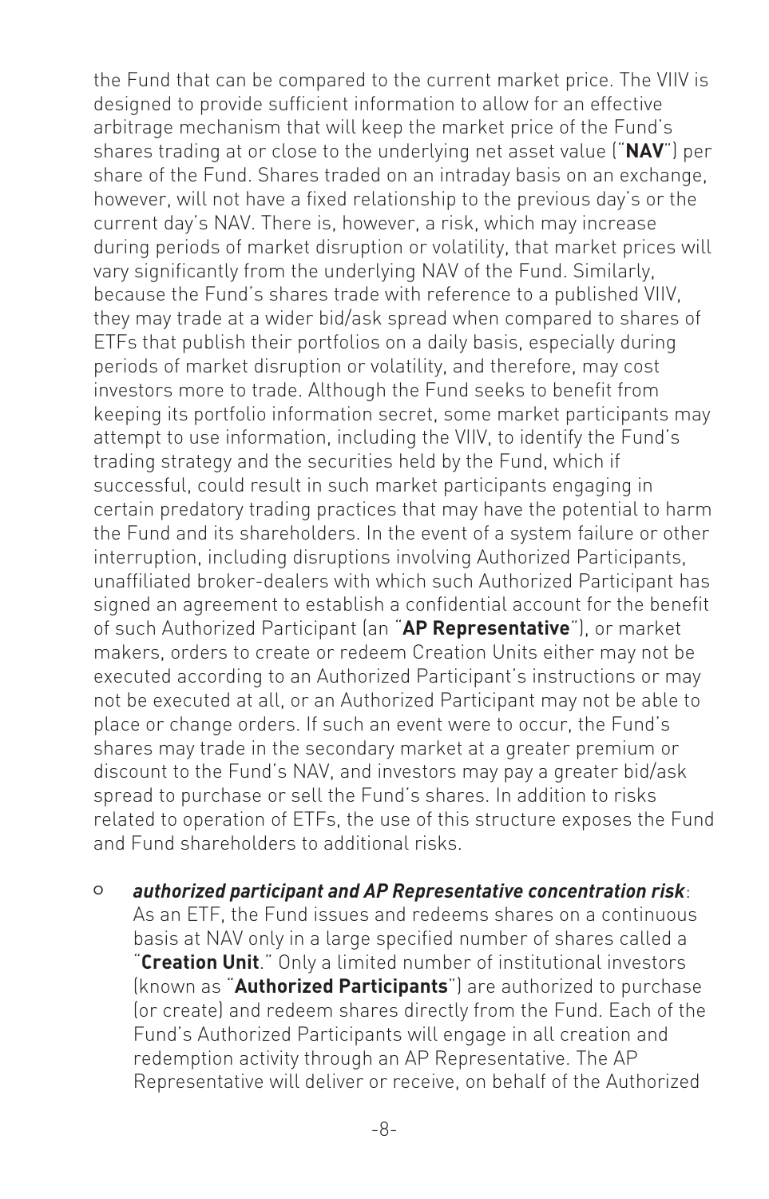the Fund that can be compared to the current market price. The VIIV is designed to provide sufficient information to allow for an effective arbitrage mechanism that will keep the market price of the Fund's shares trading at or close to the underlying net asset value ("**NAV**") per share of the Fund. Shares traded on an intraday basis on an exchange, however, will not have a fixed relationship to the previous day's or the current day's NAV. There is, however, a risk, which may increase during periods of market disruption or volatility, that market prices will vary significantly from the underlying NAV of the Fund. Similarly, because the Fund's shares trade with reference to a published VIIV, they may trade at a wider bid/ask spread when compared to shares of ETFs that publish their portfolios on a daily basis, especially during periods of market disruption or volatility, and therefore, may cost investors more to trade. Although the Fund seeks to benefit from keeping its portfolio information secret, some market participants may attempt to use information, including the VIIV, to identify the Fund's trading strategy and the securities held by the Fund, which if successful, could result in such market participants engaging in certain predatory trading practices that may have the potential to harm the Fund and its shareholders. In the event of a system failure or other interruption, including disruptions involving Authorized Participants, unaffiliated broker-dealers with which such Authorized Participant has signed an agreement to establish a confidential account for the benefit of such Authorized Participant (an "**AP Representative**"), or market makers, orders to create or redeem Creation Units either may not be executed according to an Authorized Participant's instructions or may not be executed at all, or an Authorized Participant may not be able to place or change orders. If such an event were to occur, the Fund's shares may trade in the secondary market at a greater premium or discount to the Fund's NAV, and investors may pay a greater bid/ask spread to purchase or sell the Fund's shares. In addition to risks related to operation of ETFs, the use of this structure exposes the Fund and Fund shareholders to additional risks.

- ***authorized participant and AP Representative concentration risk***: As an ETF, the Fund issues and redeems shares on a continuous basis at NAV only in a large specified number of shares called a "**Creation Unit**." Only a limited number of institutional investors (known as "**Authorized Participants**") are authorized to purchase (or create) and redeem shares directly from the Fund. Each of the Fund's Authorized Participants will engage in all creation and redemption activity through an AP Representative. The AP Representative will deliver or receive, on behalf of the Authorized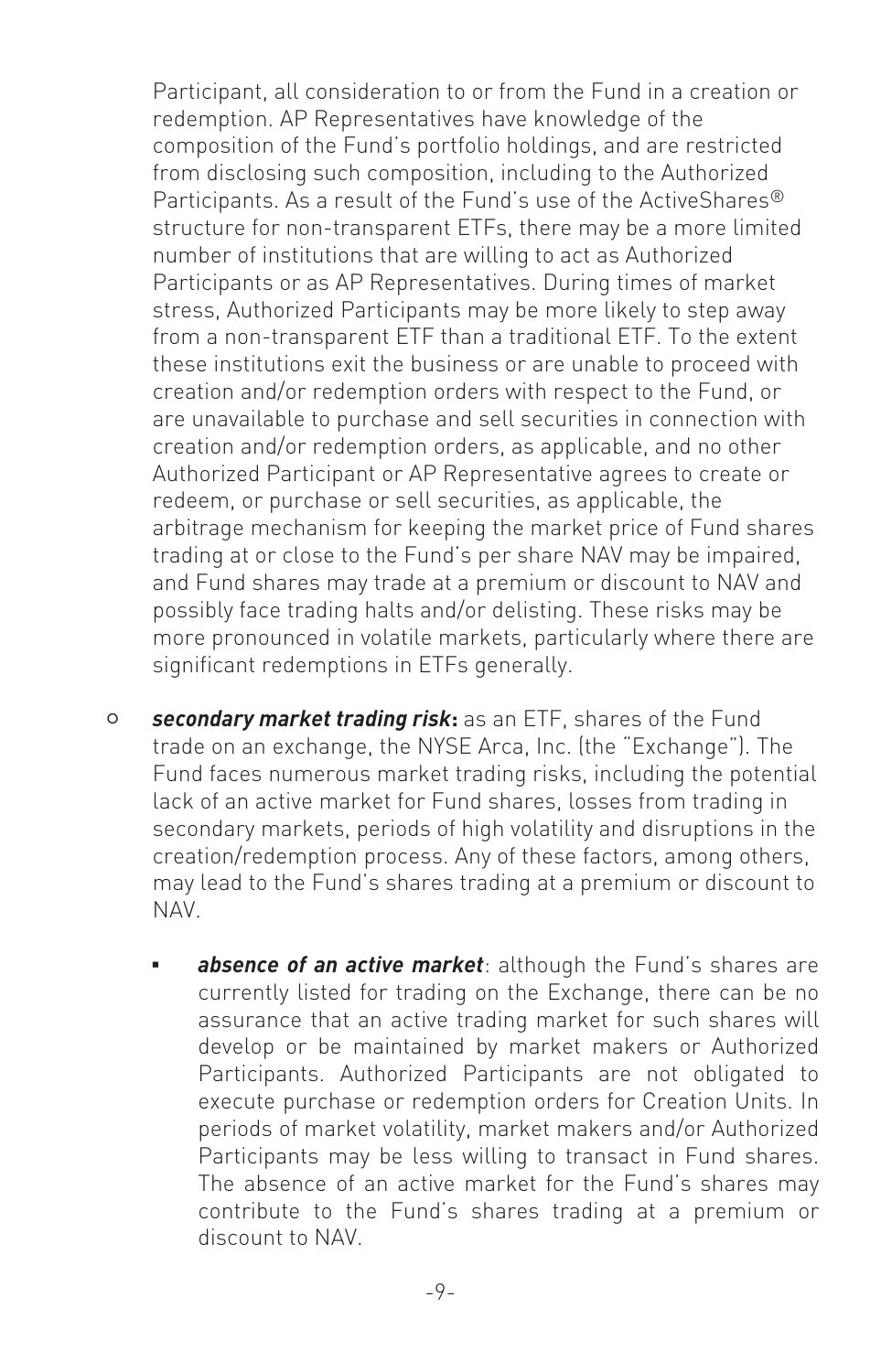Participant, all consideration to or from the Fund in a creation or redemption. AP Representatives have knowledge of the composition of the Fund's portfolio holdings, and are restricted from disclosing such composition, including to the Authorized Participants. As a result of the Fund's use of the ActiveShares® structure for non-transparent ETFs, there may be a more limited number of institutions that are willing to act as Authorized Participants or as AP Representatives. During times of market stress, Authorized Participants may be more likely to step away from a non-transparent ETF than a traditional ETF. To the extent these institutions exit the business or are unable to proceed with creation and/or redemption orders with respect to the Fund, or are unavailable to purchase and sell securities in connection with creation and/or redemption orders, as applicable, and no other Authorized Participant or AP Representative agrees to create or redeem, or purchase or sell securities, as applicable, the arbitrage mechanism for keeping the market price of Fund shares trading at or close to the Fund's per share NAV may be impaired, and Fund shares may trade at a premium or discount to NAV and possibly face trading halts and/or delisting. These risks may be more pronounced in volatile markets, particularly where there are significant redemptions in ETFs generally.

- ***secondary market trading risk*:** as an ETF, shares of the Fund trade on an exchange, the NYSE Arca, Inc. (the "Exchange"). The Fund faces numerous market trading risks, including the potential lack of an active market for Fund shares, losses from trading in secondary markets, periods of high volatility and disruptions in the creation/redemption process. Any of these factors, among others, may lead to the Fund's shares trading at a premium or discount to NAV.

  - ***absence of an active market***: although the Fund's shares are currently listed for trading on the Exchange, there can be no assurance that an active trading market for such shares will develop or be maintained by market makers or Authorized Participants. Authorized Participants are not obligated to execute purchase or redemption orders for Creation Units. In periods of market volatility, market makers and/or Authorized Participants may be less willing to transact in Fund shares. The absence of an active market for the Fund's shares may contribute to the Fund's shares trading at a premium or discount to NAV.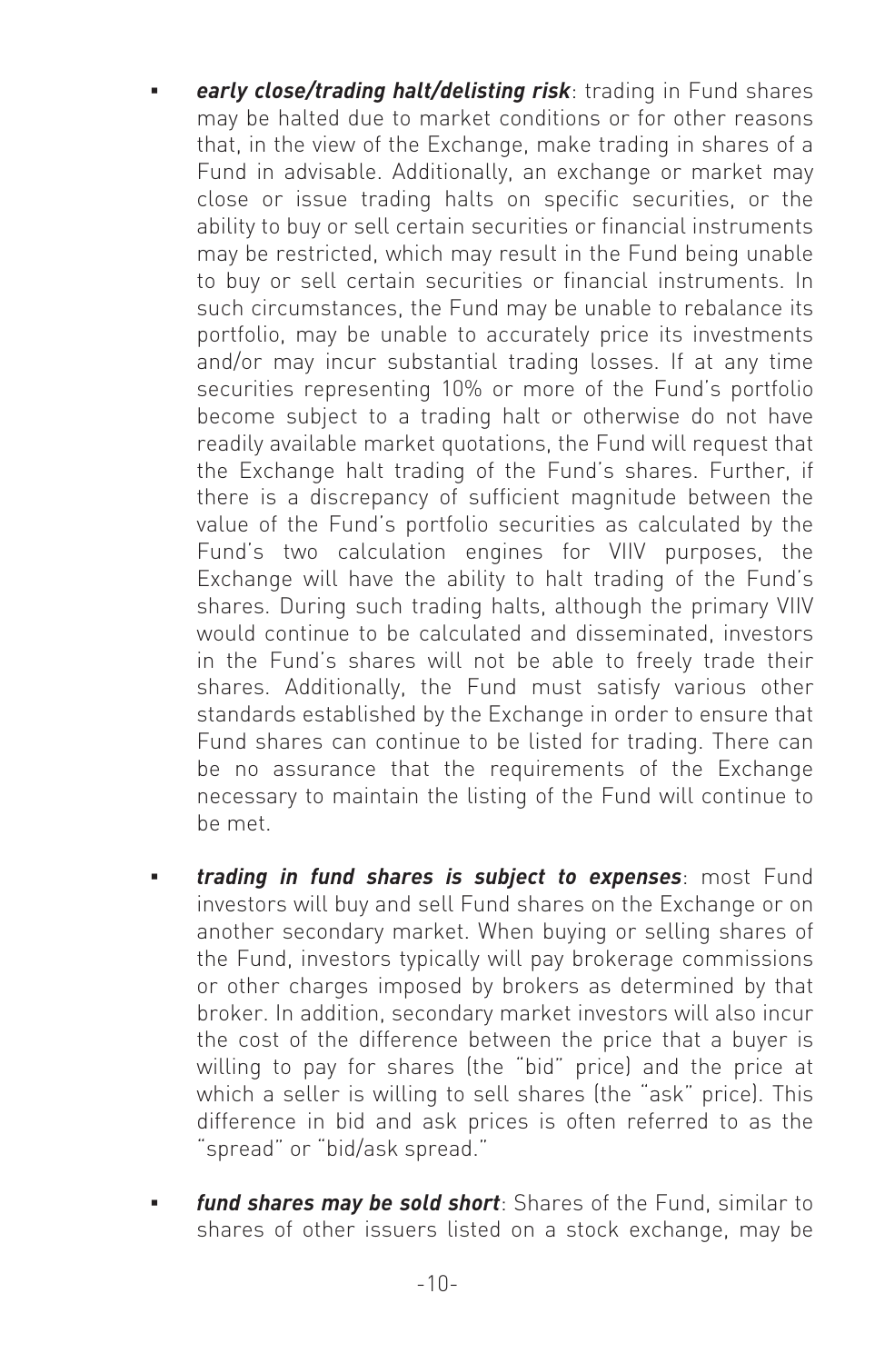- ***early close/trading halt/delisting risk***: trading in Fund shares may be halted due to market conditions or for other reasons that, in the view of the Exchange, make trading in shares of a Fund in advisable. Additionally, an exchange or market may close or issue trading halts on specific securities, or the ability to buy or sell certain securities or financial instruments may be restricted, which may result in the Fund being unable to buy or sell certain securities or financial instruments. In such circumstances, the Fund may be unable to rebalance its portfolio, may be unable to accurately price its investments and/or may incur substantial trading losses. If at any time securities representing 10% or more of the Fund's portfolio become subject to a trading halt or otherwise do not have readily available market quotations, the Fund will request that the Exchange halt trading of the Fund's shares. Further, if there is a discrepancy of sufficient magnitude between the value of the Fund's portfolio securities as calculated by the Fund's two calculation engines for VIIV purposes, the Exchange will have the ability to halt trading of the Fund's shares. During such trading halts, although the primary VIIV would continue to be calculated and disseminated, investors in the Fund's shares will not be able to freely trade their shares. Additionally, the Fund must satisfy various other standards established by the Exchange in order to ensure that Fund shares can continue to be listed for trading. There can be no assurance that the requirements of the Exchange necessary to maintain the listing of the Fund will continue to be met.

- ***trading in fund shares is subject to expenses***: most Fund investors will buy and sell Fund shares on the Exchange or on another secondary market. When buying or selling shares of the Fund, investors typically will pay brokerage commissions or other charges imposed by brokers as determined by that broker. In addition, secondary market investors will also incur the cost of the difference between the price that a buyer is willing to pay for shares (the "bid" price) and the price at which a seller is willing to sell shares (the "ask" price). This difference in bid and ask prices is often referred to as the "spread" or "bid/ask spread."

- ***fund shares may be sold short***: Shares of the Fund, similar to shares of other issuers listed on a stock exchange, may be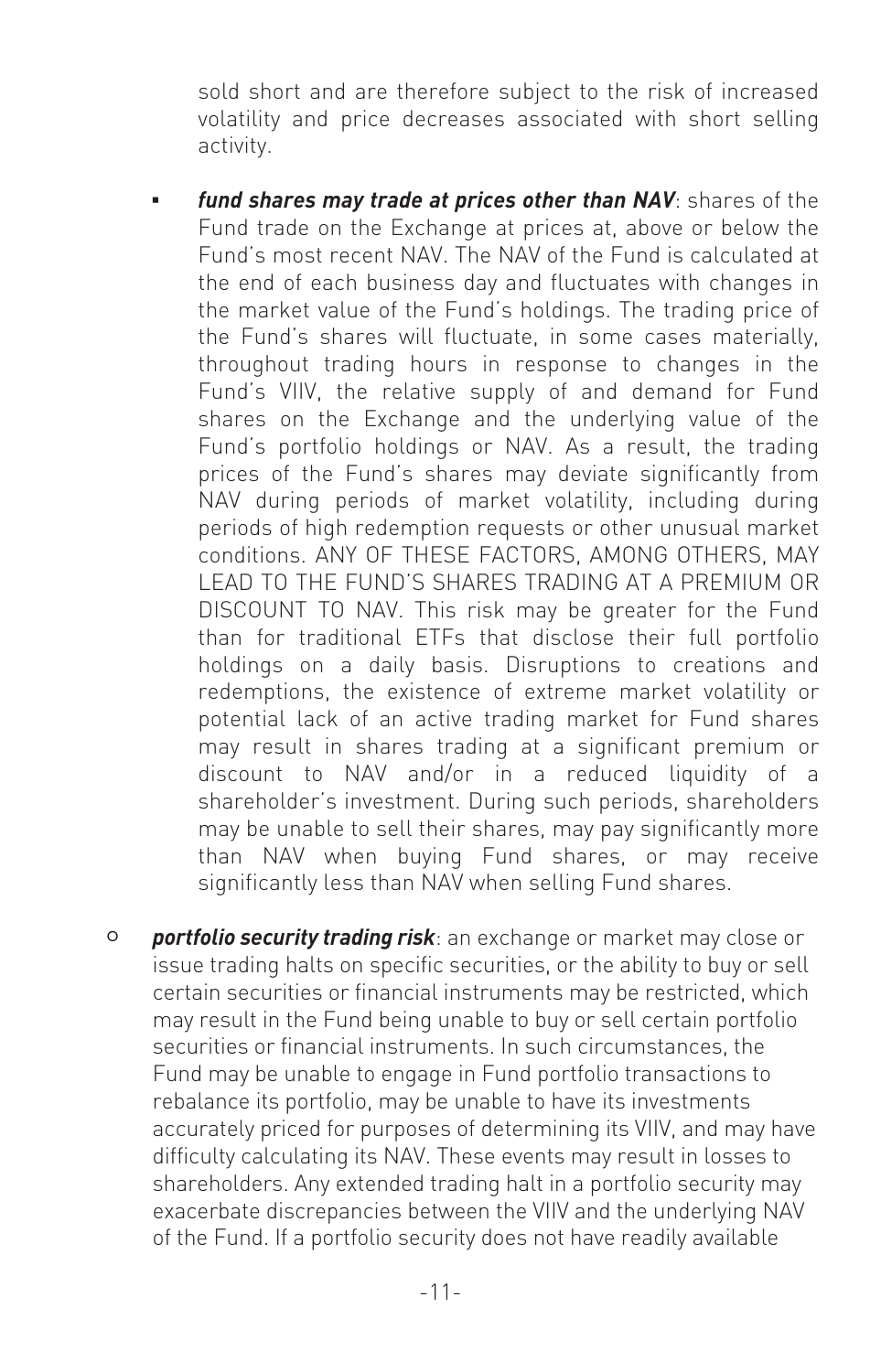sold short and are therefore subject to the risk of increased volatility and price decreases associated with short selling activity.

  - ***fund shares may trade at prices other than NAV***: shares of the Fund trade on the Exchange at prices at, above or below the Fund's most recent NAV. The NAV of the Fund is calculated at the end of each business day and fluctuates with changes in the market value of the Fund's holdings. The trading price of the Fund's shares will fluctuate, in some cases materially, throughout trading hours in response to changes in the Fund's VIIV, the relative supply of and demand for Fund shares on the Exchange and the underlying value of the Fund's portfolio holdings or NAV. As a result, the trading prices of the Fund's shares may deviate significantly from NAV during periods of market volatility, including during periods of high redemption requests or other unusual market conditions. ANY OF THESE FACTORS, AMONG OTHERS, MAY LEAD TO THE FUND'S SHARES TRADING AT A PREMIUM OR DISCOUNT TO NAV. This risk may be greater for the Fund than for traditional ETFs that disclose their full portfolio holdings on a daily basis. Disruptions to creations and redemptions, the existence of extreme market volatility or potential lack of an active trading market for Fund shares may result in shares trading at a significant premium or discount to NAV and/or in a reduced liquidity of a shareholder's investment. During such periods, shareholders may be unable to sell their shares, may pay significantly more than NAV when buying Fund shares, or may receive significantly less than NAV when selling Fund shares.

- ***portfolio security trading risk***: an exchange or market may close or issue trading halts on specific securities, or the ability to buy or sell certain securities or financial instruments may be restricted, which may result in the Fund being unable to buy or sell certain portfolio securities or financial instruments. In such circumstances, the Fund may be unable to engage in Fund portfolio transactions to rebalance its portfolio, may be unable to have its investments accurately priced for purposes of determining its VIIV, and may have difficulty calculating its NAV. These events may result in losses to shareholders. Any extended trading halt in a portfolio security may exacerbate discrepancies between the VIIV and the underlying NAV of the Fund. If a portfolio security does not have readily available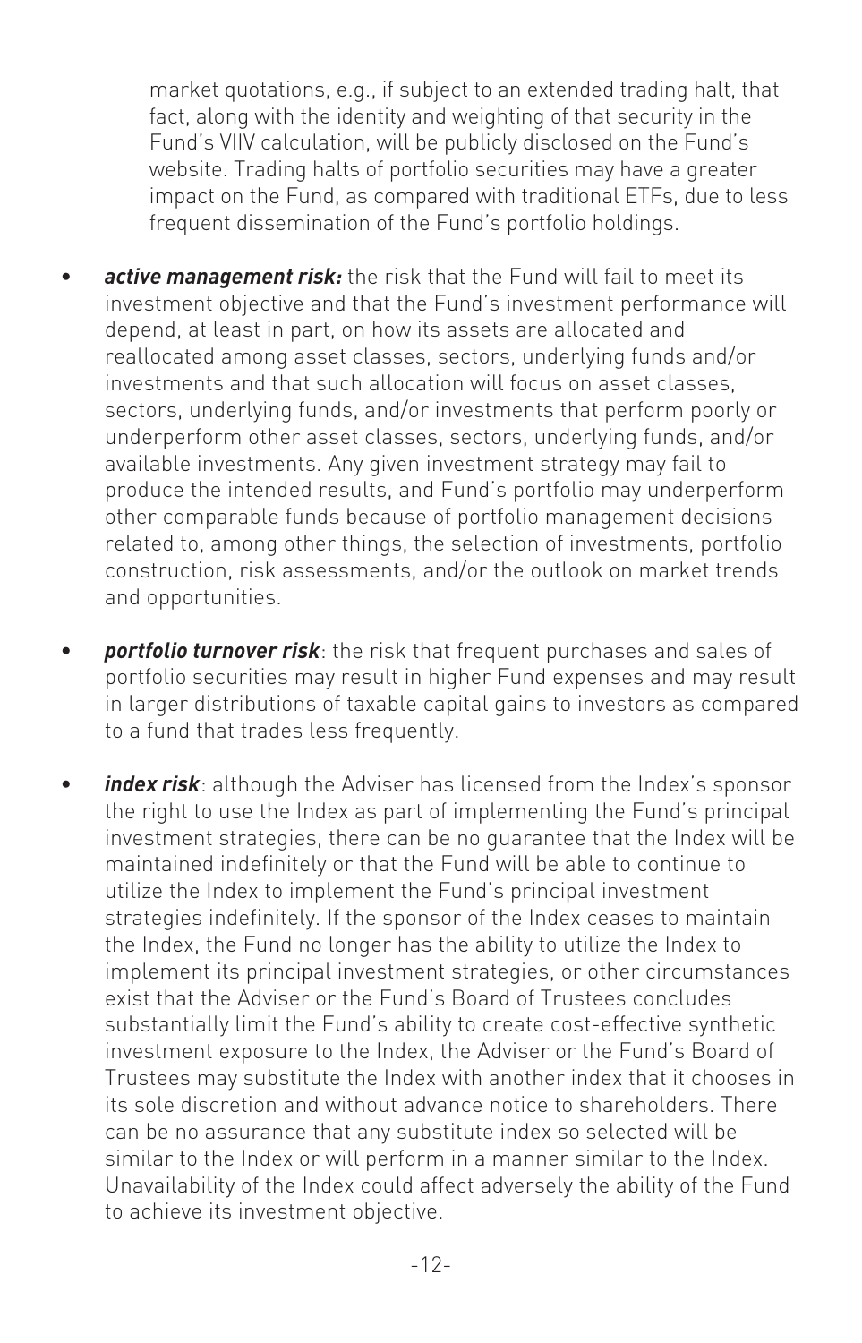market quotations, e.g., if subject to an extended trading halt, that fact, along with the identity and weighting of that security in the Fund's VIIV calculation, will be publicly disclosed on the Fund's website. Trading halts of portfolio securities may have a greater impact on the Fund, as compared with traditional ETFs, due to less frequent dissemination of the Fund's portfolio holdings.

- ***active management risk:*** the risk that the Fund will fail to meet its investment objective and that the Fund's investment performance will depend, at least in part, on how its assets are allocated and reallocated among asset classes, sectors, underlying funds and/or investments and that such allocation will focus on asset classes, sectors, underlying funds, and/or investments that perform poorly or underperform other asset classes, sectors, underlying funds, and/or available investments. Any given investment strategy may fail to produce the intended results, and Fund's portfolio may underperform other comparable funds because of portfolio management decisions related to, among other things, the selection of investments, portfolio construction, risk assessments, and/or the outlook on market trends and opportunities.

- ***portfolio turnover risk***: the risk that frequent purchases and sales of portfolio securities may result in higher Fund expenses and may result in larger distributions of taxable capital gains to investors as compared to a fund that trades less frequently.

- ***index risk***: although the Adviser has licensed from the Index's sponsor the right to use the Index as part of implementing the Fund's principal investment strategies, there can be no guarantee that the Index will be maintained indefinitely or that the Fund will be able to continue to utilize the Index to implement the Fund's principal investment strategies indefinitely. If the sponsor of the Index ceases to maintain the Index, the Fund no longer has the ability to utilize the Index to implement its principal investment strategies, or other circumstances exist that the Adviser or the Fund's Board of Trustees concludes substantially limit the Fund's ability to create cost-effective synthetic investment exposure to the Index, the Adviser or the Fund's Board of Trustees may substitute the Index with another index that it chooses in its sole discretion and without advance notice to shareholders. There can be no assurance that any substitute index so selected will be similar to the Index or will perform in a manner similar to the Index. Unavailability of the Index could affect adversely the ability of the Fund to achieve its investment objective.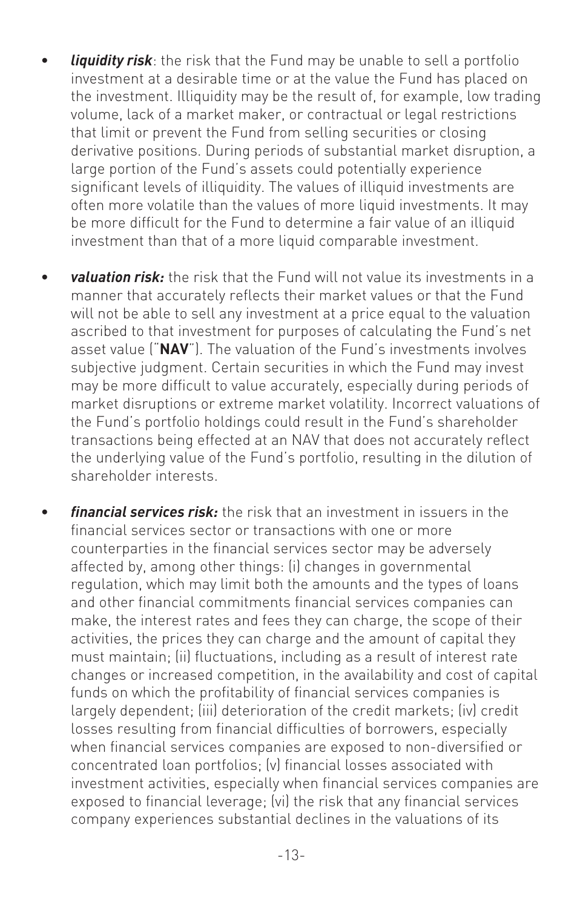- ***liquidity risk***: the risk that the Fund may be unable to sell a portfolio investment at a desirable time or at the value the Fund has placed on the investment. Illiquidity may be the result of, for example, low trading volume, lack of a market maker, or contractual or legal restrictions that limit or prevent the Fund from selling securities or closing derivative positions. During periods of substantial market disruption, a large portion of the Fund's assets could potentially experience significant levels of illiquidity. The values of illiquid investments are often more volatile than the values of more liquid investments. It may be more difficult for the Fund to determine a fair value of an illiquid investment than that of a more liquid comparable investment.

- ***valuation risk:*** the risk that the Fund will not value its investments in a manner that accurately reflects their market values or that the Fund will not be able to sell any investment at a price equal to the valuation ascribed to that investment for purposes of calculating the Fund's net asset value ("**NAV**"). The valuation of the Fund's investments involves subjective judgment. Certain securities in which the Fund may invest may be more difficult to value accurately, especially during periods of market disruptions or extreme market volatility. Incorrect valuations of the Fund's portfolio holdings could result in the Fund's shareholder transactions being effected at an NAV that does not accurately reflect the underlying value of the Fund's portfolio, resulting in the dilution of shareholder interests.

- ***financial services risk:*** the risk that an investment in issuers in the financial services sector or transactions with one or more counterparties in the financial services sector may be adversely affected by, among other things: (i) changes in governmental regulation, which may limit both the amounts and the types of loans and other financial commitments financial services companies can make, the interest rates and fees they can charge, the scope of their activities, the prices they can charge and the amount of capital they must maintain; (ii) fluctuations, including as a result of interest rate changes or increased competition, in the availability and cost of capital funds on which the profitability of financial services companies is largely dependent; (iii) deterioration of the credit markets; (iv) credit losses resulting from financial difficulties of borrowers, especially when financial services companies are exposed to non-diversified or concentrated loan portfolios; (v) financial losses associated with investment activities, especially when financial services companies are exposed to financial leverage; (vi) the risk that any financial services company experiences substantial declines in the valuations of its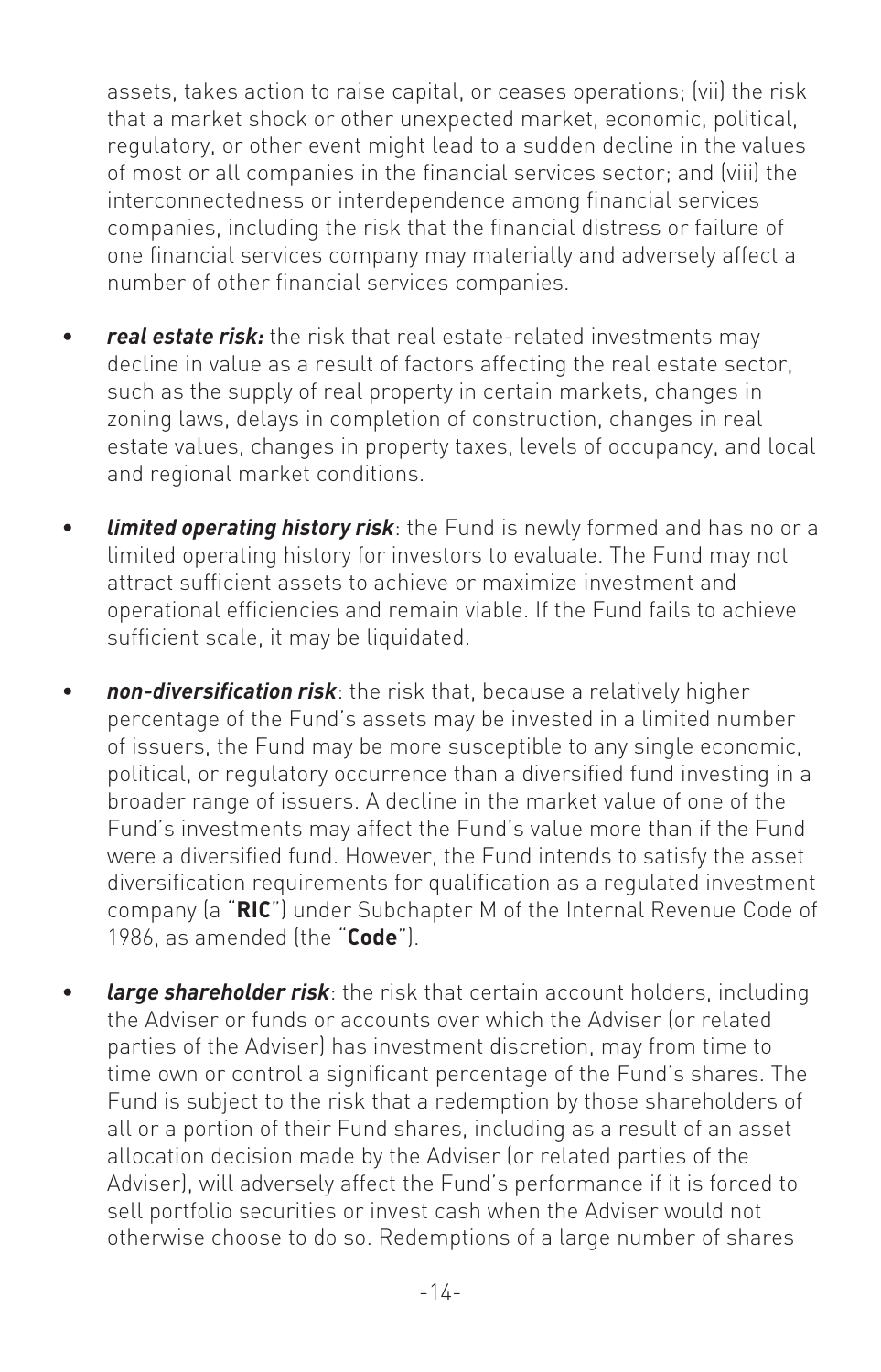assets, takes action to raise capital, or ceases operations; (vii) the risk that a market shock or other unexpected market, economic, political, regulatory, or other event might lead to a sudden decline in the values of most or all companies in the financial services sector; and (viii) the interconnectedness or interdependence among financial services companies, including the risk that the financial distress or failure of one financial services company may materially and adversely affect a number of other financial services companies.

- ***real estate risk:*** the risk that real estate-related investments may decline in value as a result of factors affecting the real estate sector, such as the supply of real property in certain markets, changes in zoning laws, delays in completion of construction, changes in real estate values, changes in property taxes, levels of occupancy, and local and regional market conditions.

- ***limited operating history risk***: the Fund is newly formed and has no or a limited operating history for investors to evaluate. The Fund may not attract sufficient assets to achieve or maximize investment and operational efficiencies and remain viable. If the Fund fails to achieve sufficient scale, it may be liquidated.

- ***non-diversification risk***: the risk that, because a relatively higher percentage of the Fund's assets may be invested in a limited number of issuers, the Fund may be more susceptible to any single economic, political, or regulatory occurrence than a diversified fund investing in a broader range of issuers. A decline in the market value of one of the Fund's investments may affect the Fund's value more than if the Fund were a diversified fund. However, the Fund intends to satisfy the asset diversification requirements for qualification as a regulated investment company (a "**RIC**") under Subchapter M of the Internal Revenue Code of 1986, as amended (the "**Code**").

- ***large shareholder risk***: the risk that certain account holders, including the Adviser or funds or accounts over which the Adviser (or related parties of the Adviser) has investment discretion, may from time to time own or control a significant percentage of the Fund's shares. The Fund is subject to the risk that a redemption by those shareholders of all or a portion of their Fund shares, including as a result of an asset allocation decision made by the Adviser (or related parties of the Adviser), will adversely affect the Fund's performance if it is forced to sell portfolio securities or invest cash when the Adviser would not otherwise choose to do so. Redemptions of a large number of shares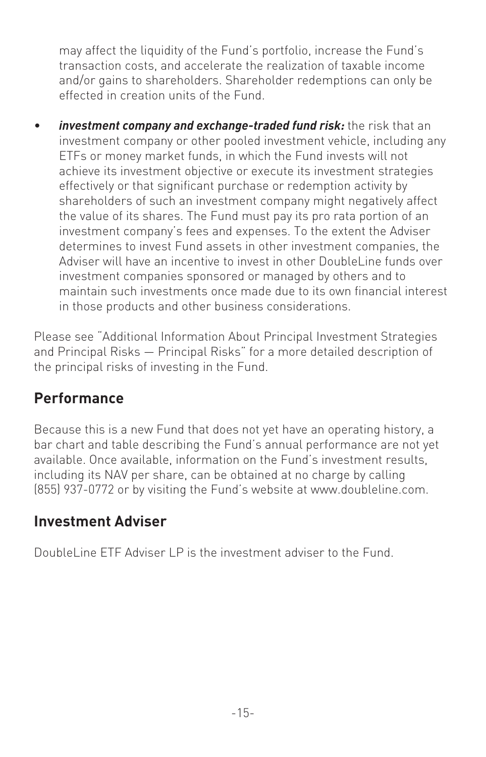may affect the liquidity of the Fund's portfolio, increase the Fund's transaction costs, and accelerate the realization of taxable income and/or gains to shareholders. Shareholder redemptions can only be effected in creation units of the Fund.

- ***investment company and exchange-traded fund risk:*** the risk that an investment company or other pooled investment vehicle, including any ETFs or money market funds, in which the Fund invests will not achieve its investment objective or execute its investment strategies effectively or that significant purchase or redemption activity by shareholders of such an investment company might negatively affect the value of its shares. The Fund must pay its pro rata portion of an investment company's fees and expenses. To the extent the Adviser determines to invest Fund assets in other investment companies, the Adviser will have an incentive to invest in other DoubleLine funds over investment companies sponsored or managed by others and to maintain such investments once made due to its own financial interest in those products and other business considerations.

Please see "Additional Information About Principal Investment Strategies and Principal Risks — Principal Risks" for a more detailed description of the principal risks of investing in the Fund.

## Performance

Because this is a new Fund that does not yet have an operating history, a bar chart and table describing the Fund's annual performance are not yet available. Once available, information on the Fund's investment results, including its NAV per share, can be obtained at no charge by calling (855) 937-0772 or by visiting the Fund's website at www.doubleline.com.

## Investment Adviser

DoubleLine ETF Adviser LP is the investment adviser to the Fund.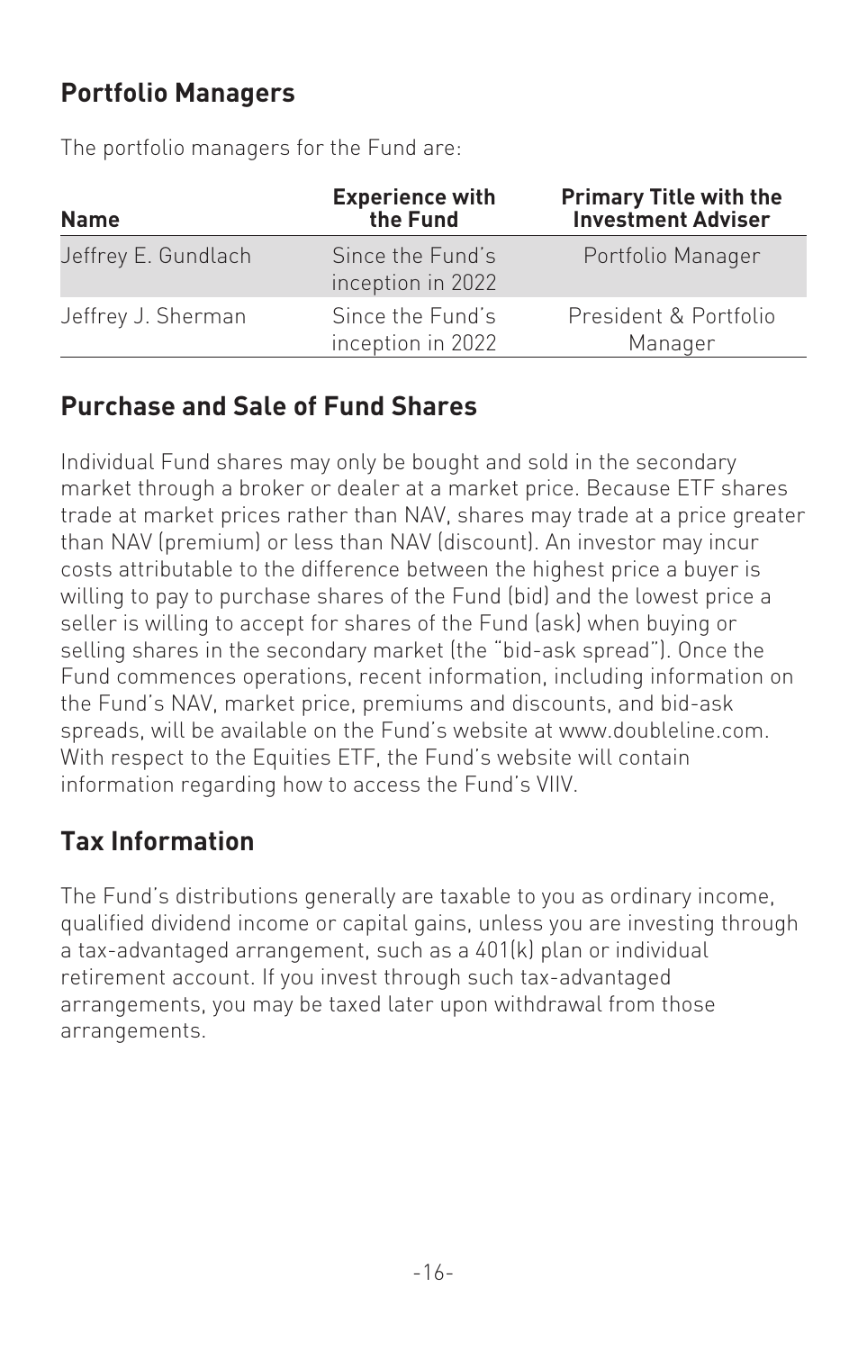## Portfolio Managers

The portfolio managers for the Fund are:

| Name | Experience with the Fund | Primary Title with the Investment Adviser |
| --- | --- | --- |
| Jeffrey E. Gundlach | Since the Fund's inception in 2022 | Portfolio Manager |
| Jeffrey J. Sherman | Since the Fund's inception in 2022 | President & Portfolio Manager |

## Purchase and Sale of Fund Shares

Individual Fund shares may only be bought and sold in the secondary market through a broker or dealer at a market price. Because ETF shares trade at market prices rather than NAV, shares may trade at a price greater than NAV (premium) or less than NAV (discount). An investor may incur costs attributable to the difference between the highest price a buyer is willing to pay to purchase shares of the Fund (bid) and the lowest price a seller is willing to accept for shares of the Fund (ask) when buying or selling shares in the secondary market (the "bid-ask spread"). Once the Fund commences operations, recent information, including information on the Fund's NAV, market price, premiums and discounts, and bid-ask spreads, will be available on the Fund's website at www.doubleline.com. With respect to the Equities ETF, the Fund's website will contain information regarding how to access the Fund's VIIV.

## Tax Information

The Fund's distributions generally are taxable to you as ordinary income, qualified dividend income or capital gains, unless you are investing through a tax-advantaged arrangement, such as a 401(k) plan or individual retirement account. If you invest through such tax-advantaged arrangements, you may be taxed later upon withdrawal from those arrangements.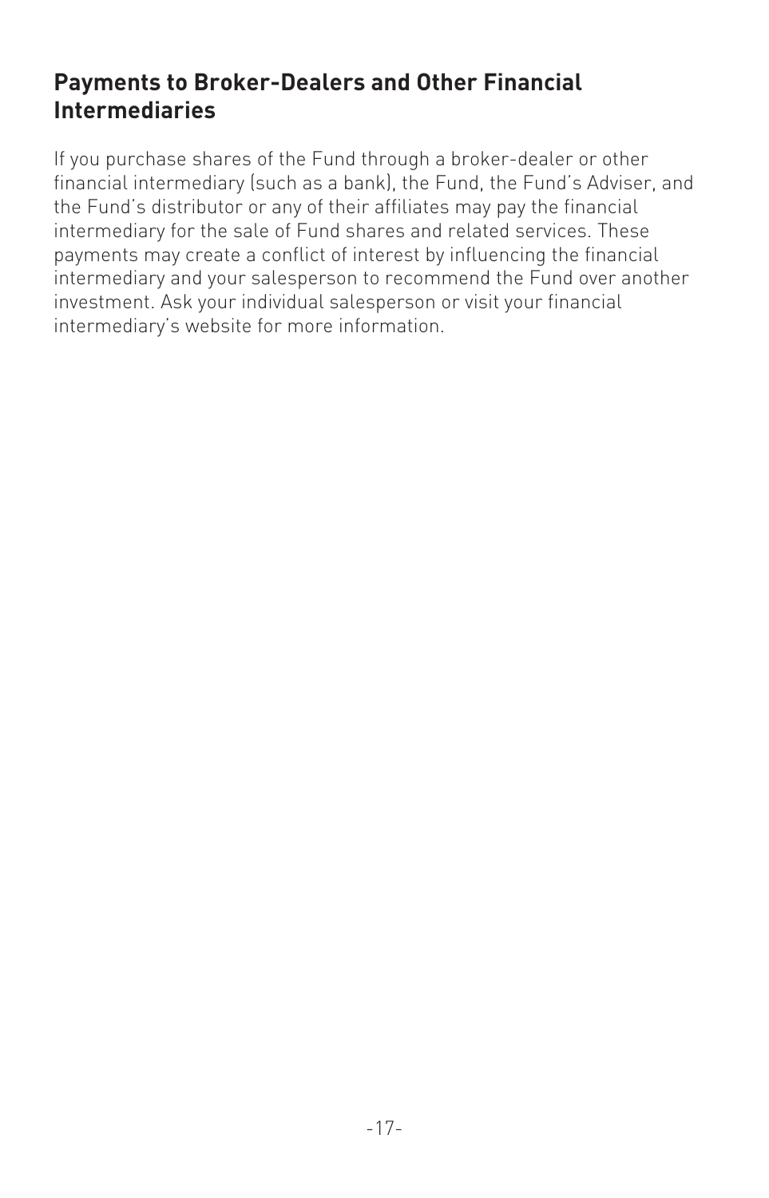## Payments to Broker-Dealers and Other Financial Intermediaries

If you purchase shares of the Fund through a broker-dealer or other financial intermediary (such as a bank), the Fund, the Fund's Adviser, and the Fund's distributor or any of their affiliates may pay the financial intermediary for the sale of Fund shares and related services. These payments may create a conflict of interest by influencing the financial intermediary and your salesperson to recommend the Fund over another investment. Ask your individual salesperson or visit your financial intermediary's website for more information.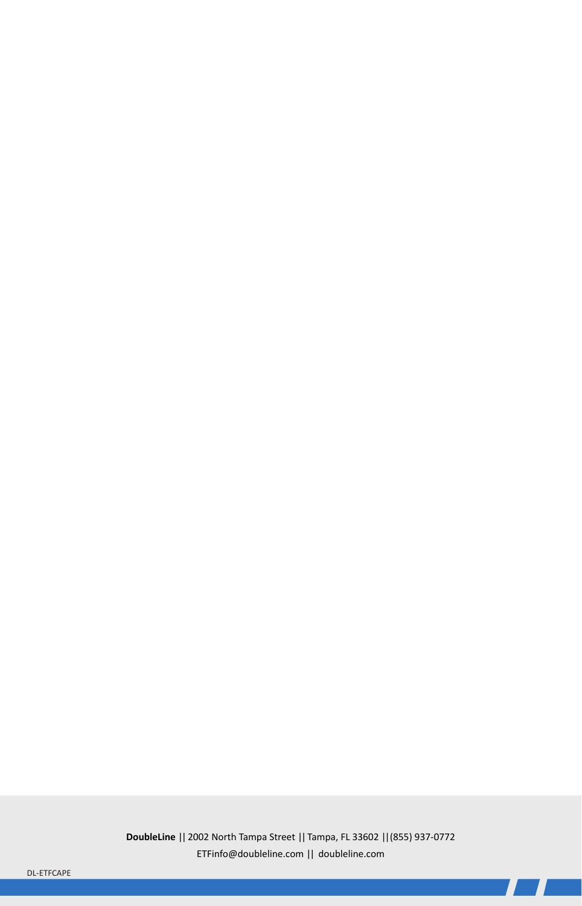**DoubleLine** || 2002 North Tampa Street || Tampa, FL 33602 ||(855) 937-0772

ETFinfo@doubleline.com || doubleline.com

DL-ETFCAPE